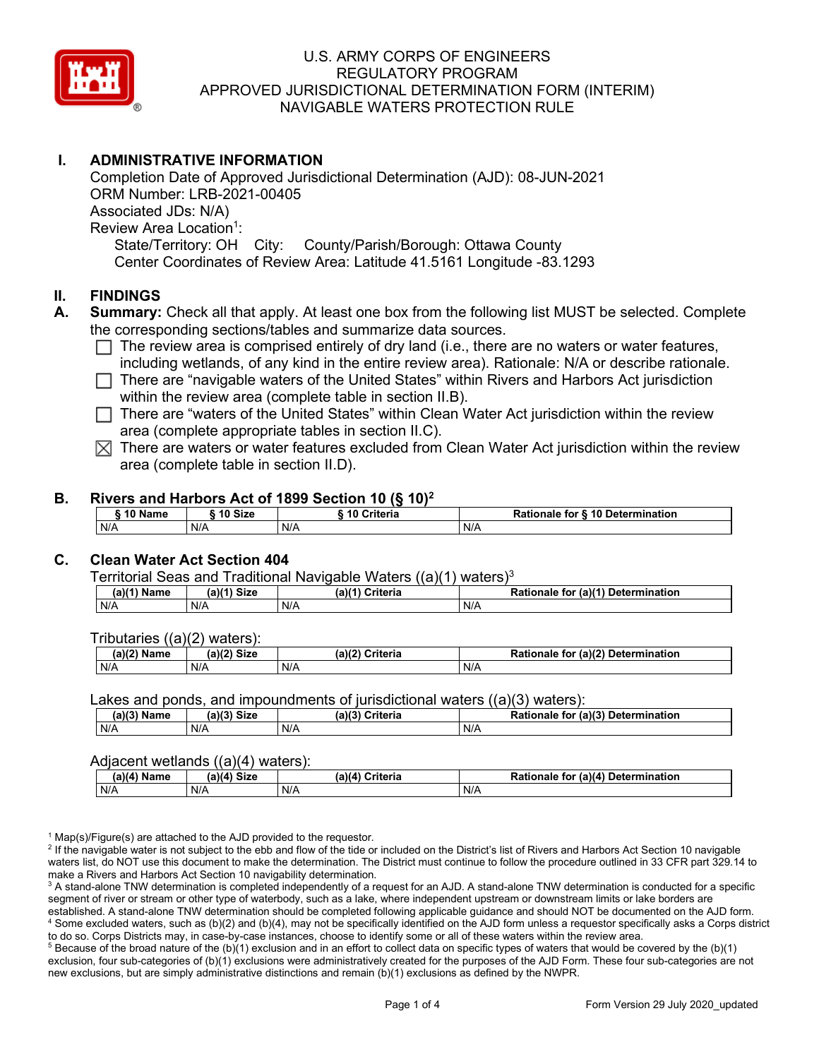# U.S. ARMY CORPS OF ENGINEERS
## REGULATORY PROGRAM
## APPROVED JURISDICTIONAL DETERMINATION FORM (INTERIM)
## NAVIGABLE WATERS PROTECTION RULE

## I. ADMINISTRATIVE INFORMATION

Completion Date of Approved Jurisdictional Determination (AJD): 08-JUN-2021
ORM Number: LRB-2021-00405
Associated JDs: N/A)
Review Area Location[1]:
State/Territory: OH City: County/Parish/Borough: Ottawa County
Center Coordinates of Review Area: Latitude 41.5161 Longitude -83.1293

## II. FINDINGS

**A. Summary:** Check all that apply. At least one box from the following list MUST be selected. Complete the corresponding sections/tables and summarize data sources.

- ☐ The review area is comprised entirely of dry land (i.e., there are no waters or water features, including wetlands, of any kind in the entire review area). Rationale: N/A or describe rationale.
- ☐ There are "navigable waters of the United States" within Rivers and Harbors Act jurisdiction within the review area (complete table in section II.B).
- ☐ There are "waters of the United States" within Clean Water Act jurisdiction within the review area (complete appropriate tables in section II.C).
- ☒ There are waters or water features excluded from Clean Water Act jurisdiction within the review area (complete table in section II.D).

**B. Rivers and Harbors Act of 1899 Section 10 (§ 10)[2]**

| § 10 Name | § 10 Size | § 10 Criteria | Rationale for § 10 Determination |
|---|---|---|---|
| N/A | N/A | N/A | N/A |

**C. Clean Water Act Section 404**

Territorial Seas and Traditional Navigable Waters ((a)(1) waters)[3]

| (a)(1) Name | (a)(1) Size | (a)(1) Criteria | Rationale for (a)(1) Determination |
|---|---|---|---|
| N/A | N/A | N/A | N/A |

Tributaries ((a)(2) waters):

| (a)(2) Name | (a)(2) Size | (a)(2) Criteria | Rationale for (a)(2) Determination |
|---|---|---|---|
| N/A | N/A | N/A | N/A |

Lakes and ponds, and impoundments of jurisdictional waters ((a)(3) waters):

| (a)(3) Name | (a)(3) Size | (a)(3) Criteria | Rationale for (a)(3) Determination |
|---|---|---|---|
| N/A | N/A | N/A | N/A |

Adjacent wetlands ((a)(4) waters):

| (a)(4) Name | (a)(4) Size | (a)(4) Criteria | Rationale for (a)(4) Determination |
|---|---|---|---|
| N/A | N/A | N/A | N/A |

[1] Map(s)/Figure(s) are attached to the AJD provided to the requestor.
[2] If the navigable water is not subject to the ebb and flow of the tide or included on the District's list of Rivers and Harbors Act Section 10 navigable waters list, do NOT use this document to make the determination. The District must continue to follow the procedure outlined in 33 CFR part 329.14 to make a Rivers and Harbors Act Section 10 navigability determination.
[3] A stand-alone TNW determination is completed independently of a request for an AJD. A stand-alone TNW determination is conducted for a specific segment of river or stream or other type of waterbody, such as a lake, where independent upstream or downstream limits or lake borders are established. A stand-alone TNW determination should be completed following applicable guidance and should NOT be documented on the AJD form.
[4] Some excluded waters, such as (b)(2) and (b)(4), may not be specifically identified on the AJD form unless a requestor specifically asks a Corps district to do so. Corps Districts may, in case-by-case instances, choose to identify some or all of these waters within the review area.
[5] Because of the broad nature of the (b)(1) exclusion and in an effort to collect data on specific types of waters that would be covered by the (b)(1) exclusion, four sub-categories of (b)(1) exclusions were administratively created for the purposes of the AJD Form. These four sub-categories are not new exclusions, but are simply administrative distinctions and remain (b)(1) exclusions as defined by the NWPR.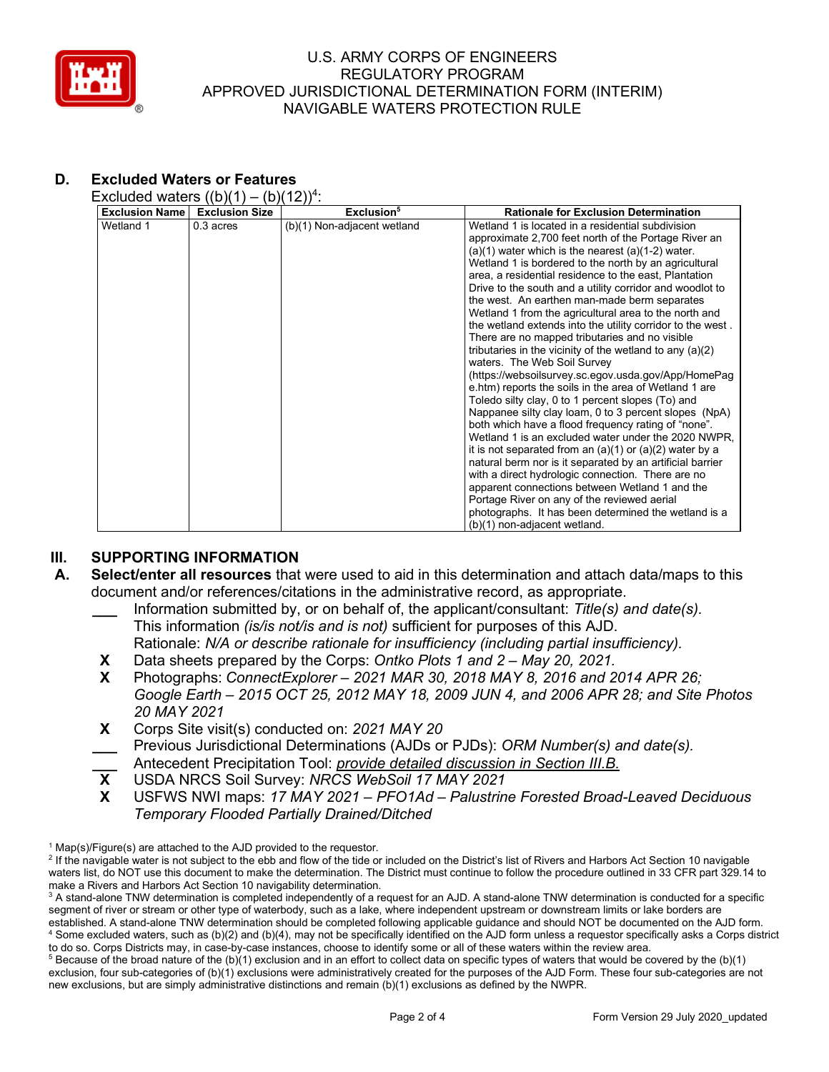### D. Excluded Waters or Features

Excluded waters ((b)(1) – (b)(12))[4]:

| Exclusion Name | Exclusion Size | Exclusion[5] | Rationale for Exclusion Determination |
|---|---|---|---|
| Wetland 1 | 0.3 acres | (b)(1) Non-adjacent wetland | Wetland 1 is located in a residential subdivision approximate 2,700 feet north of the Portage River an (a)(1) water which is the nearest (a)(1-2) water. Wetland 1 is bordered to the north by an agricultural area, a residential residence to the east, Plantation Drive to the south and a utility corridor and woodlot to the west. An earthen man-made berm separates Wetland 1 from the agricultural area to the north and the wetland extends into the utility corridor to the west . There are no mapped tributaries and no visible tributaries in the vicinity of the wetland to any (a)(2) waters. The Web Soil Survey (https://websoilsurvey.sc.egov.usda.gov/App/HomePage.htm) reports the soils in the area of Wetland 1 are Toledo silty clay, 0 to 1 percent slopes (To) and Nappanee silty clay loam, 0 to 3 percent slopes (NpA) both which have a flood frequency rating of "none". Wetland 1 is an excluded water under the 2020 NWPR, it is not separated from an (a)(1) or (a)(2) water by a natural berm nor is it separated by an artificial barrier with a direct hydrologic connection. There are no apparent connections between Wetland 1 and the Portage River on any of the reviewed aerial photographs. It has been determined the wetland is a (b)(1) non-adjacent wetland. |

## III. SUPPORTING INFORMATION

**A. Select/enter all resources** that were used to aid in this determination and attach data/maps to this document and/or references/citations in the administrative record, as appropriate.

- ___ Information submitted by, or on behalf of, the applicant/consultant: *Title(s) and date(s).* This information *(is/is not/is and is not)* sufficient for purposes of this AJD. Rationale: *N/A or describe rationale for insufficiency (including partial insufficiency).*
- **X** Data sheets prepared by the Corps: *Ontko Plots 1 and 2 – May 20, 2021.*
- **X** Photographs: *ConnectExplorer – 2021 MAR 30, 2018 MAY 8, 2016 and 2014 APR 26; Google Earth – 2015 OCT 25, 2012 MAY 18, 2009 JUN 4, and 2006 APR 28; and Site Photos 20 MAY 2021*
- **X** Corps Site visit(s) conducted on: *2021 MAY 20*
- ___ Previous Jurisdictional Determinations (AJDs or PJDs): *ORM Number(s) and date(s).*
- ___ Antecedent Precipitation Tool: *provide detailed discussion in Section III.B.*
- **X** USDA NRCS Soil Survey: *NRCS WebSoil 17 MAY 2021*
- **X** USFWS NWI maps: *17 MAY 2021 – PFO1Ad – Palustrine Forested Broad-Leaved Deciduous Temporary Flooded Partially Drained/Ditched*

[1] Map(s)/Figure(s) are attached to the AJD provided to the requestor.
[2] If the navigable water is not subject to the ebb and flow of the tide or included on the District's list of Rivers and Harbors Act Section 10 navigable waters list, do NOT use this document to make the determination. The District must continue to follow the procedure outlined in 33 CFR part 329.14 to make a Rivers and Harbors Act Section 10 navigability determination.
[3] A stand-alone TNW determination is completed independently of a request for an AJD. A stand-alone TNW determination is conducted for a specific segment of river or stream or other type of waterbody, such as a lake, where independent upstream or downstream limits or lake borders are established. A stand-alone TNW determination should be completed following applicable guidance and should NOT be documented on the AJD form.
[4] Some excluded waters, such as (b)(2) and (b)(4), may not be specifically identified on the AJD form unless a requestor specifically asks a Corps district to do so. Corps Districts may, in case-by-case instances, choose to identify some or all of these waters within the review area.
[5] Because of the broad nature of the (b)(1) exclusion and in an effort to collect data on specific types of waters that would be covered by the (b)(1) exclusion, four sub-categories of (b)(1) exclusions were administratively created for the purposes of the AJD Form. These four sub-categories are not new exclusions, but are simply administrative distinctions and remain (b)(1) exclusions as defined by the NWPR.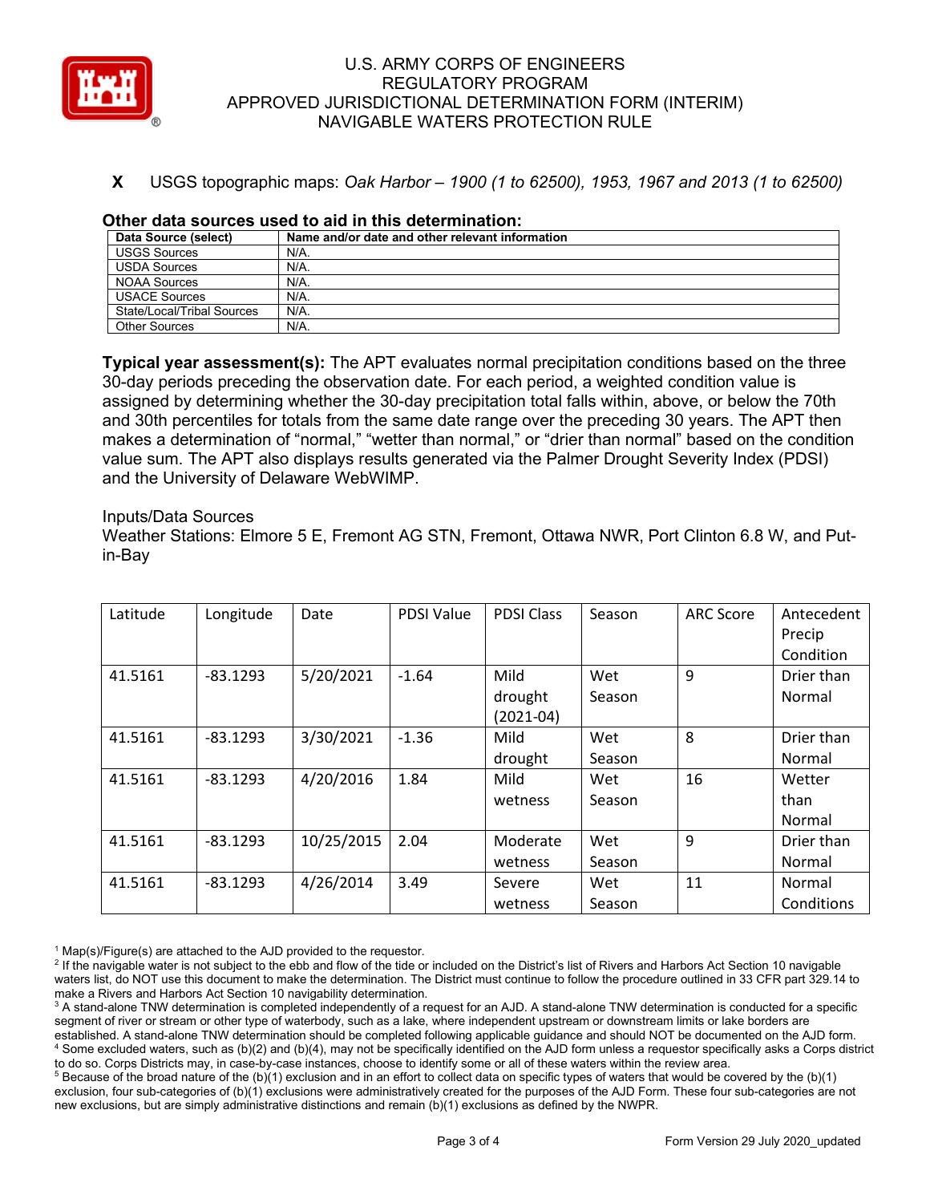**X** USGS topographic maps: *Oak Harbor – 1900 (1 to 62500), 1953, 1967 and 2013 (1 to 62500)*

**Other data sources used to aid in this determination:**

| Data Source (select) | Name and/or date and other relevant information |
|---|---|
| USGS Sources | N/A. |
| USDA Sources | N/A. |
| NOAA Sources | N/A. |
| USACE Sources | N/A. |
| State/Local/Tribal Sources | N/A. |
| Other Sources | N/A. |

**Typical year assessment(s):** The APT evaluates normal precipitation conditions based on the three 30-day periods preceding the observation date. For each period, a weighted condition value is assigned by determining whether the 30-day precipitation total falls within, above, or below the 70th and 30th percentiles for totals from the same date range over the preceding 30 years. The APT then makes a determination of "normal," "wetter than normal," or "drier than normal" based on the condition value sum. The APT also displays results generated via the Palmer Drought Severity Index (PDSI) and the University of Delaware WebWIMP.

Inputs/Data Sources
Weather Stations: Elmore 5 E, Fremont AG STN, Fremont, Ottawa NWR, Port Clinton 6.8 W, and Put-in-Bay

| Latitude | Longitude | Date | PDSI Value | PDSI Class | Season | ARC Score | Antecedent Precip Condition |
|---|---|---|---|---|---|---|---|
| 41.5161 | -83.1293 | 5/20/2021 | -1.64 | Mild drought (2021-04) | Wet Season | 9 | Drier than Normal |
| 41.5161 | -83.1293 | 3/30/2021 | -1.36 | Mild drought | Wet Season | 8 | Drier than Normal |
| 41.5161 | -83.1293 | 4/20/2016 | 1.84 | Mild wetness | Wet Season | 16 | Wetter than Normal |
| 41.5161 | -83.1293 | 10/25/2015 | 2.04 | Moderate wetness | Wet Season | 9 | Drier than Normal |
| 41.5161 | -83.1293 | 4/26/2014 | 3.49 | Severe wetness | Wet Season | 11 | Normal Conditions |

[1] Map(s)/Figure(s) are attached to the AJD provided to the requestor.
[2] If the navigable water is not subject to the ebb and flow of the tide or included on the District's list of Rivers and Harbors Act Section 10 navigable waters list, do NOT use this document to make the determination. The District must continue to follow the procedure outlined in 33 CFR part 329.14 to make a Rivers and Harbors Act Section 10 navigability determination.
[3] A stand-alone TNW determination is completed independently of a request for an AJD. A stand-alone TNW determination is conducted for a specific segment of river or stream or other type of waterbody, such as a lake, where independent upstream or downstream limits or lake borders are established. A stand-alone TNW determination should be completed following applicable guidance and should NOT be documented on the AJD form.
[4] Some excluded waters, such as (b)(2) and (b)(4), may not be specifically identified on the AJD form unless a requestor specifically asks a Corps district to do so. Corps Districts may, in case-by-case instances, choose to identify some or all of these waters within the review area.
[5] Because of the broad nature of the (b)(1) exclusion and in an effort to collect data on specific types of waters that would be covered by the (b)(1) exclusion, four sub-categories of (b)(1) exclusions were administratively created for the purposes of the AJD Form. These four sub-categories are not new exclusions, but are simply administrative distinctions and remain (b)(1) exclusions as defined by the NWPR.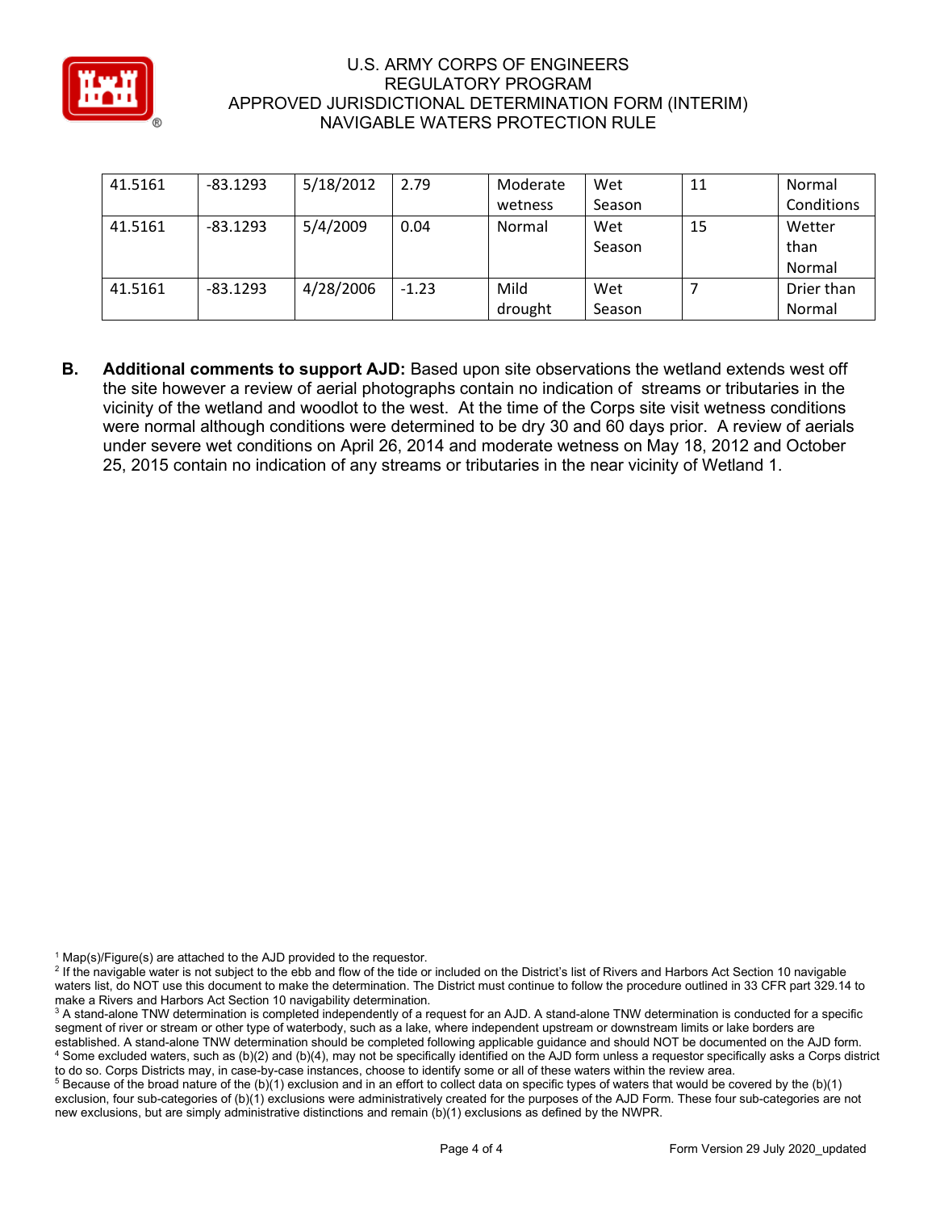| | | | | | | | |
|---|---|---|---|---|---|---|---|
| 41.5161 | -83.1293 | 5/18/2012 | 2.79 | Moderate wetness | Wet Season | 11 | Normal Conditions |
| 41.5161 | -83.1293 | 5/4/2009 | 0.04 | Normal | Wet Season | 15 | Wetter than Normal |
| 41.5161 | -83.1293 | 4/28/2006 | -1.23 | Mild drought | Wet Season | 7 | Drier than Normal |

**B. Additional comments to support AJD:** Based upon site observations the wetland extends west off the site however a review of aerial photographs contain no indication of streams or tributaries in the vicinity of the wetland and woodlot to the west. At the time of the Corps site visit wetness conditions were normal although conditions were determined to be dry 30 and 60 days prior. A review of aerials under severe wet conditions on April 26, 2014 and moderate wetness on May 18, 2012 and October 25, 2015 contain no indication of any streams or tributaries in the near vicinity of Wetland 1.

[1] Map(s)/Figure(s) are attached to the AJD provided to the requestor.
[2] If the navigable water is not subject to the ebb and flow of the tide or included on the District's list of Rivers and Harbors Act Section 10 navigable waters list, do NOT use this document to make the determination. The District must continue to follow the procedure outlined in 33 CFR part 329.14 to make a Rivers and Harbors Act Section 10 navigability determination.
[3] A stand-alone TNW determination is completed independently of a request for an AJD. A stand-alone TNW determination is conducted for a specific segment of river or stream or other type of waterbody, such as a lake, where independent upstream or downstream limits or lake borders are established. A stand-alone TNW determination should be completed following applicable guidance and should NOT be documented on the AJD form.
[4] Some excluded waters, such as (b)(2) and (b)(4), may not be specifically identified on the AJD form unless a requestor specifically asks a Corps district to do so. Corps Districts may, in case-by-case instances, choose to identify some or all of these waters within the review area.
[5] Because of the broad nature of the (b)(1) exclusion and in an effort to collect data on specific types of waters that would be covered by the (b)(1) exclusion, four sub-categories of (b)(1) exclusions were administratively created for the purposes of the AJD Form. These four sub-categories are not new exclusions, but are simply administrative distinctions and remain (b)(1) exclusions as defined by the NWPR.